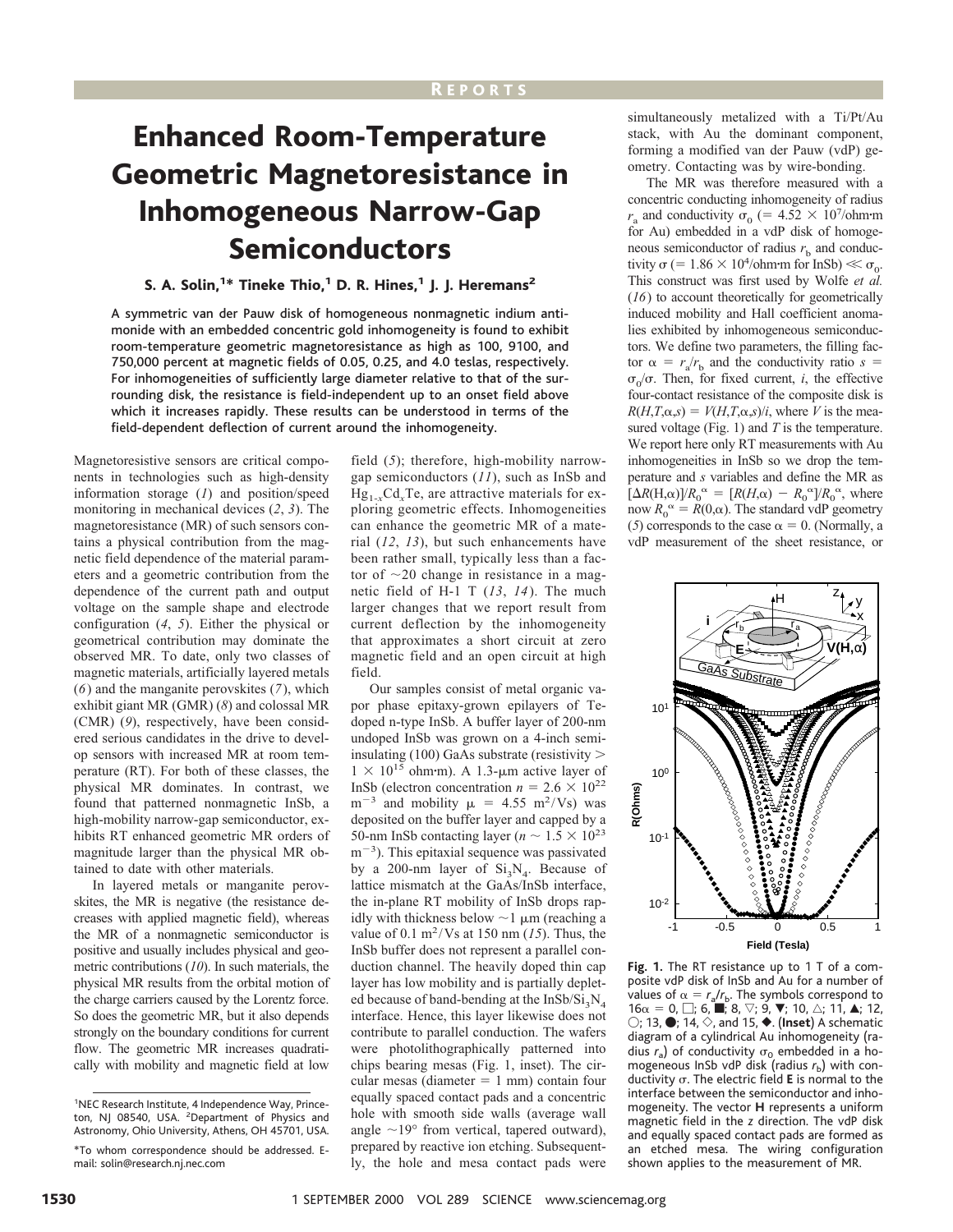REPORTS

# Enhanced Room-Temperature Geometric Magnetoresistance in Inhomogeneous Narrow-Gap Semiconductors

**S. A. Solin,[1]\* Tineke Thio,[1] D. R. Hines,[1] J. J. Heremans[2]**

**A symmetric van der Pauw disk of homogeneous nonmagnetic indium antimonide with an embedded concentric gold inhomogeneity is found to exhibit room-temperature geometric magnetoresistance as high as 100, 9100, and 750,000 percent at magnetic fields of 0.05, 0.25, and 4.0 teslas, respectively. For inhomogeneities of sufficiently large diameter relative to that of the surrounding disk, the resistance is field-independent up to an onset field above which it increases rapidly. These results can be understood in terms of the field-dependent deflection of current around the inhomogeneity.**

Magnetoresistive sensors are critical components in technologies such as high-density information storage (*1*) and position/speed monitoring in mechanical devices (*2*, *3*). The magnetoresistance (MR) of such sensors contains a physical contribution from the magnetic field dependence of the material parameters and a geometric contribution from the dependence of the current path and output voltage on the sample shape and electrode configuration (*4*, *5*). Either the physical or geometrical contribution may dominate the observed MR. To date, only two classes of magnetic materials, artificially layered metals (*6*) and the manganite perovskites (*7*), which exhibit giant MR (GMR) (*8*) and colossal MR (CMR) (*9*), respectively, have been considered serious candidates in the drive to develop sensors with increased MR at room temperature (RT). For both of these classes, the physical MR dominates. In contrast, we found that patterned nonmagnetic InSb, a high-mobility narrow-gap semiconductor, exhibits RT enhanced geometric MR orders of magnitude larger than the physical MR obtained to date with other materials.

In layered metals or manganite perovskites, the MR is negative (the resistance decreases with applied magnetic field), whereas the MR of a nonmagnetic semiconductor is positive and usually includes physical and geometric contributions (*10*). In such materials, the physical MR results from the orbital motion of the charge carriers caused by the Lorentz force. So does the geometric MR, but it also depends strongly on the boundary conditions for current flow. The geometric MR increases quadratically with mobility and magnetic field at low field (*5*); therefore, high-mobility narrow-gap semiconductors (*11*), such as InSb and $Hg_{1-x}Cd_xTe$, are attractive materials for exploring geometric effects. Inhomogeneities can enhance the geometric MR of a material (*12*, *13*), but such enhancements have been rather small, typically less than a factor of ~20 change in resistance in a magnetic field of H-1 T (*13*, *14*). The much larger changes that we report result from current deflection by the inhomogeneity that approximates a short circuit at zero magnetic field and an open circuit at high field.

Our samples consist of metal organic vapor phase epitaxy-grown epilayers of Te-doped n-type InSb. A buffer layer of 200-nm undoped InSb was grown on a 4-inch semi-insulating (100) GaAs substrate (resistivity > $1 \times 10^{15}$ ohm·m). A 1.3-μm active layer of InSb (electron concentration $n = 2.6 \times 10^{22}$ $m^{-3}$ and mobility $\mu = 4.55$ $m^2$/Vs) was deposited on the buffer layer and capped by a 50-nm InSb contacting layer ($n \sim 1.5 \times 10^{23}$ $m^{-3}$). This epitaxial sequence was passivated by a 200-nm layer of $Si_3N_4$. Because of lattice mismatch at the GaAs/InSb interface, the in-plane RT mobility of InSb drops rapidly with thickness below ~1 μm (reaching a value of 0.1 $m^2$/Vs at 150 nm (*15*). Thus, the InSb buffer does not represent a parallel conduction channel. The heavily doped thin cap layer has low mobility and is partially depleted because of band-bending at the InSb/$Si_3N_4$ interface. Hence, this layer likewise does not contribute to parallel conduction. The wafers were photolithographically patterned into chips bearing mesas (Fig. 1, inset). The circular mesas (diameter = 1 mm) contain four equally spaced contact pads and a concentric hole with smooth side walls (average wall angle ~19° from vertical, tapered outward), prepared by reactive ion etching. Subsequently, the hole and mesa contact pads were simultaneously metalized with a Ti/Pt/Au stack, with Au the dominant component, forming a modified van der Pauw (vdP) geometry. Contacting was by wire-bonding.

The MR was therefore measured with a concentric conducting inhomogeneity of radius $r_a$ and conductivity $\sigma_0$ (= $4.52 \times 10^7$/ohm·m for Au) embedded in a vdP disk of homogeneous semiconductor of radius $r_b$ and conductivity $\sigma$ (= $1.86 \times 10^4$/ohm·m for InSb) $\ll \sigma_0$. This construct was first used by Wolfe *et al.* (*16*) to account theoretically for geometrically induced mobility and Hall coefficient anomalies exhibited by inhomogeneous semiconductors. We define two parameters, the filling factor $\alpha = r_a/r_b$ and the conductivity ratio $s = \sigma_0/\sigma$. Then, for fixed current, *i*, the effective four-contact resistance of the composite disk is $R(H,T,\alpha,s) = V(H,T,\alpha,s)/i$, where $V$ is the measured voltage (Fig. 1) and $T$ is the temperature. We report here only RT measurements with Au inhomogeneities in InSb so we drop the temperature and $s$ variables and define the MR as $[\Delta R(H,\alpha)]/R_0^{\alpha} = [R(H,\alpha) - R_0^{\alpha}]/R_0^{\alpha}$, where now $R_0^{\alpha} = R(0,\alpha)$. The standard vdP geometry (*5*) corresponds to the case $\alpha = 0$. (Normally, a vdP measurement of the sheet resistance, or

**Fig. 1.** The RT resistance up to 1 T of a composite vdP disk of InSb and Au for a number of values of $\alpha = r_a/r_b$. The symbols correspond to 16α = 0, □; 6, ■; 8, ▽; 9, ▼; 10, △; 11, ▲; 12, ○; 13, ●; 14, ◇, and 15, ◆. (**Inset**) A schematic diagram of a cylindrical Au inhomogeneity (radius $r_a$) of conductivity $\sigma_0$ embedded in a homogeneous InSb vdP disk (radius $r_b$) with conductivity $\sigma$. The electric field **E** is normal to the interface between the semiconductor and inhomogeneity. The vector **H** represents a uniform magnetic field in the z direction. The vdP disk and equally spaced contact pads are formed as an etched mesa. The wiring configuration shown applies to the measurement of MR.

---

[1] NEC Research Institute, 4 Independence Way, Princeton, NJ 08540, USA. [2] Department of Physics and Astronomy, Ohio University, Athens, OH 45701, USA.

\*To whom correspondence should be addressed. E-mail: solin@research.nj.nec.com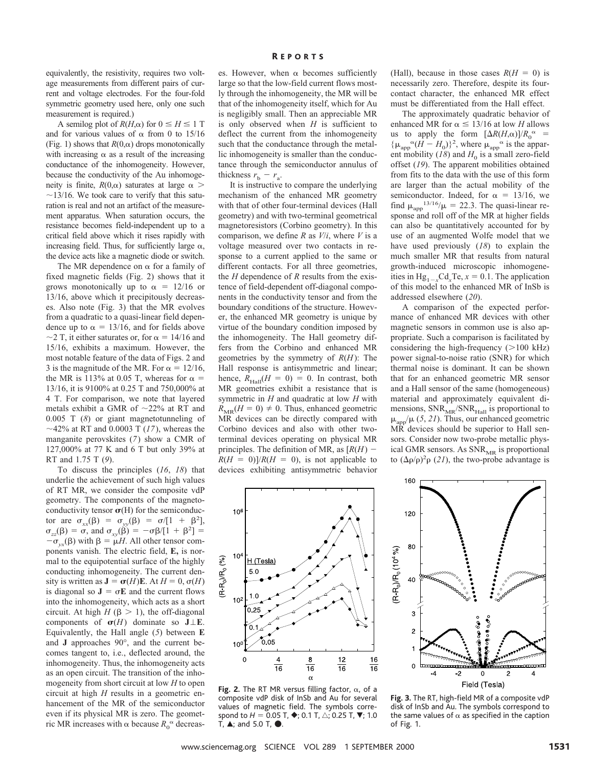equivalently, the resistivity, requires two voltage measurements from different pairs of current and voltage electrodes. For the four-fold symmetric geometry used here, only one such measurement is required.)

A semilog plot of $R(H,\alpha)$ for $0 \leq H \leq 1$ T and for various values of $\alpha$ from 0 to 15/16 (Fig. 1) shows that $R(0,\alpha)$ drops monotonically with increasing $\alpha$ as a result of the increasing conductance of the inhomogeneity. However, because the conductivity of the Au inhomogeneity is finite, $R(0,\alpha)$ saturates at large $\alpha >$ ~13/16. We took care to verify that this saturation is real and not an artifact of the measurement apparatus. When saturation occurs, the resistance becomes field-independent up to a critical field above which it rises rapidly with increasing field. Thus, for sufficiently large $\alpha$, the device acts like a magnetic diode or switch.

The MR dependence on $\alpha$ for a family of fixed magnetic fields (Fig. 2) shows that it grows monotonically up to $\alpha = 12/16$ or 13/16, above which it precipitously decreases. Also note (Fig. 3) that the MR evolves from a quadratic to a quasi-linear field dependence up to $\alpha = 13/16$, and for fields above ~2 T, it either saturates or, for $\alpha = 14/16$ and 15/16, exhibits a maximum. However, the most notable feature of the data of Figs. 2 and 3 is the magnitude of the MR. For $\alpha = 12/16$, the MR is 113% at 0.05 T, whereas for $\alpha = 13/16$, it is 9100% at 0.25 T and 750,000% at 4 T. For comparison, we note that layered metals exhibit a GMR of ~22% at RT and 0.005 T (*8*) or giant magnetotunneling of ~42% at RT and 0.0003 T (*17*), whereas the manganite perovskites (*7*) show a CMR of 127,000% at 77 K and 6 T but only 39% at RT and 1.75 T (*9*).

To discuss the principles (*16*, *18*) that underlie the achievement of such high values of RT MR, we consider the composite vdP geometry. The components of the magnetoconductivity tensor $\boldsymbol{\sigma}(H)$ for the semiconductor are $\sigma_{xx}(\beta) = \sigma_{yy}(\beta) = \sigma/[1 + \beta^2]$, $\sigma_{zz}(\beta) = \sigma$, and $\sigma_{xy}(\beta) = -\sigma\beta/[1 + \beta^2] = -\sigma_{yx}(\beta)$ with $\beta = \mu H$. All other tensor components vanish. The electric field, **E,** is normal to the equipotential surface of the highly conducting inhomogeneity. The current density is written as $\mathbf{J} = \boldsymbol{\sigma}(H)\mathbf{E}$. At $H = 0$, $\sigma(H)$ is diagonal so $\mathbf{J} = \sigma\mathbf{E}$ and the current flows into the inhomogeneity, which acts as a short circuit. At high $H$ ($\beta > 1$), the off-diagonal components of $\boldsymbol{\sigma}(H)$ dominate so $\mathbf{J} \perp \mathbf{E}$. Equivalently, the Hall angle (*5*) between **E** and **J** approaches 90°, and the current becomes tangent to, i.e., deflected around, the inhomogeneity. Thus, the inhomogeneity acts as an open circuit. The transition of the inhomogeneity from short circuit at low $H$ to open circuit at high $H$ results in a geometric enhancement of the MR of the semiconductor even if its physical MR is zero. The geometric MR increases with $\alpha$ because $R_0^{\alpha}$ decreases. However, when $\alpha$ becomes sufficiently large so that the low-field current flows mostly through the inhomogeneity, the MR will be that of the inhomogeneity itself, which for Au is negligibly small. Then an appreciable MR is only observed when $H$ is sufficient to deflect the current from the inhomogeneity such that the conductance through the metallic inhomogeneity is smaller than the conductance through the semiconductor annulus of thickness $r_b - r_a$.

It is instructive to compare the underlying mechanism of the enhanced MR geometry with that of other four-terminal devices (Hall geometry) and with two-terminal geometrical magnetoresistors (Corbino geometry). In this comparison, we define $R$ as $V/i$, where $V$ is a voltage measured over two contacts in response to a current applied to the same or different contacts. For all three geometries, the $H$ dependence of $R$ results from the existence of field-dependent off-diagonal components in the conductivity tensor and from the boundary conditions of the structure. However, the enhanced MR geometry is unique by virtue of the boundary condition imposed by the inhomogeneity. The Hall geometry differs from the Corbino and enhanced MR geometries by the symmetry of $R(H)$: The Hall response is antisymmetric and linear; hence, $R_{\mathrm{Hall}}(H = 0) = 0$. In contrast, both MR geometries exhibit a resistance that is symmetric in $H$ and quadratic at low $H$ with $R_{\mathrm{MR}}(H = 0) \neq 0$. Thus, enhanced geometric MR devices can be directly compared with Corbino devices and also with other two-terminal devices operating on physical MR principles. The definition of MR, as $[R(H) - R(H = 0)]/R(H = 0)$, is not applicable to devices exhibiting antisymmetric behavior (Hall), because in those cases $R(H = 0)$ is necessarily zero. Therefore, despite its four-contact character, the enhanced MR effect must be differentiated from the Hall effect.

The approximately quadratic behavior of enhanced MR for $\alpha \leq 13/16$ at low $H$ allows us to apply the form $[\Delta R(H,\alpha)]/R_0^{\alpha} = \{\mu_{\mathrm{app}}^{\alpha}(H - H_0)\}^2$, where $\mu_{\mathrm{app}}^{\alpha}$ is the apparent mobility (*18*) and $H_0$ is a small zero-field offset (*19*). The apparent mobilities obtained from fits to the data with the use of this form are larger than the actual mobility of the semiconductor. Indeed, for $\alpha = 13/16$, we find $\mu_{\mathrm{app}}^{13/16}/\mu = 22.3$. The quasi-linear response and roll off of the MR at higher fields can also be quantitatively accounted for by use of an augmented Wolfe model that we have used previously (*18*) to explain the much smaller MR that results from natural growth-induced microscopic inhomogeneities in $\mathrm{Hg}_{1-x}\mathrm{Cd}_x\mathrm{Te}$, $x = 0.1$. The application of this model to the enhanced MR of InSb is addressed elsewhere (*20*).

A comparison of the expected performance of enhanced MR devices with other magnetic sensors in common use is also appropriate. Such a comparison is facilitated by considering the high-frequency (>100 kHz) power signal-to-noise ratio (SNR) for which thermal noise is dominant. It can be shown that for an enhanced geometric MR sensor and a Hall sensor of the same (homogeneous) material and approximately equivalent dimensions, $\mathrm{SNR}_{\mathrm{MR}}/\mathrm{SNR}_{\mathrm{Hall}}$ is proportional to $\mu_{\mathrm{app}}/\mu$ (*5*, *21*). Thus, our enhanced geometric MR devices should be superior to Hall sensors. Consider now two-probe metallic physical GMR sensors. As $\mathrm{SNR}_{\mathrm{MR}}$ is proportional to $(\Delta\rho/\rho)^2\rho$ (*21*), the two-probe advantage is

**Fig. 2.** The RT MR versus filling factor, $\alpha$, of a composite vdP disk of InSb and Au for several values of magnetic field. The symbols correspond to $H = 0.05$ T, ◆; 0.1 T, △; 0.25 T, ▼; 1.0 T, ▲; and 5.0 T, ●.

**Fig. 3.** The RT, high-field MR of a composite vdP disk of InSb and Au. The symbols correspond to the same values of $\alpha$ as specified in the caption of Fig. 1.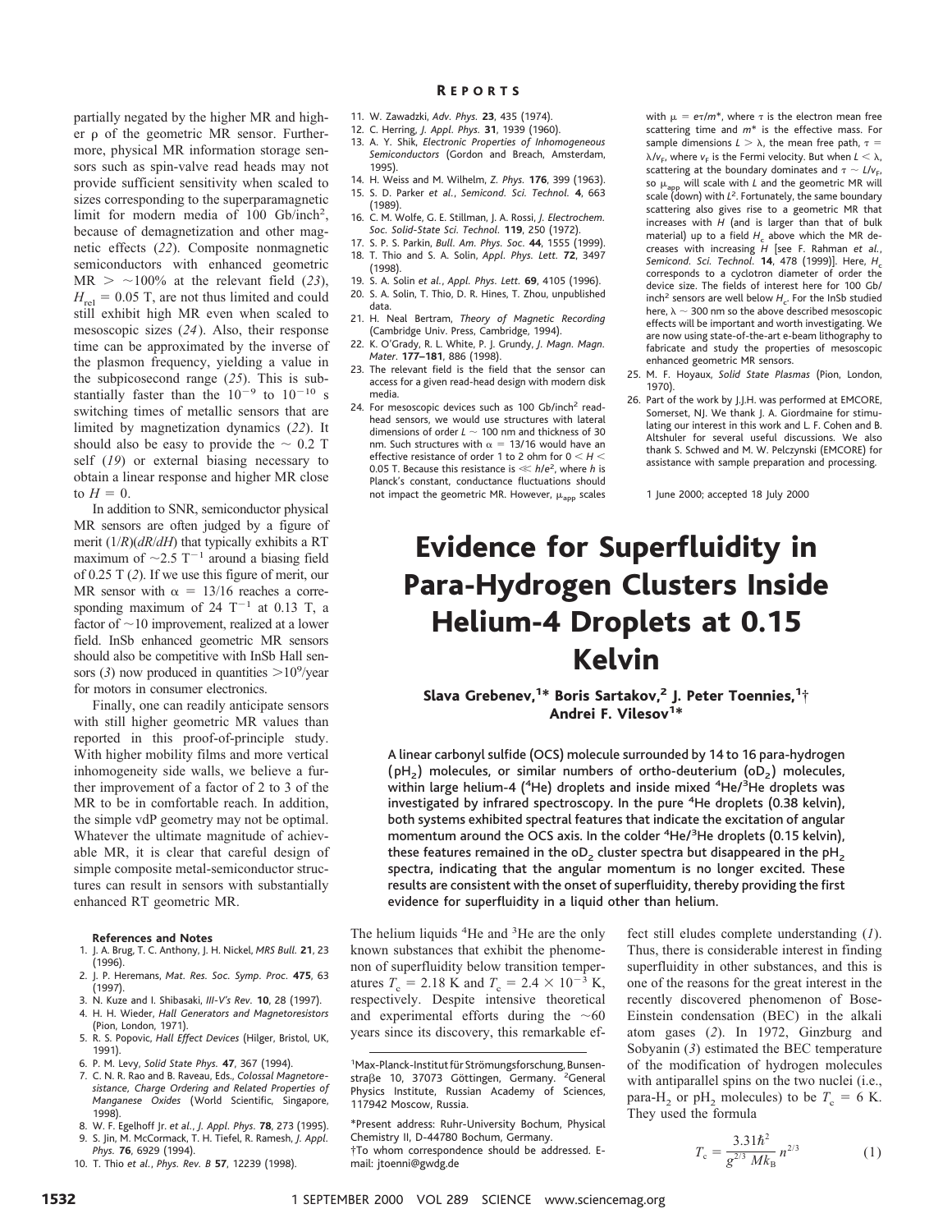partially negated by the higher MR and higher ρ of the geometric MR sensor. Furthermore, physical MR information storage sensors such as spin-valve read heads may not provide sufficient sensitivity when scaled to sizes corresponding to the superparamagnetic limit for modern media of 100 Gb/inch$^2$, because of demagnetization and other magnetic effects (*22*). Composite nonmagnetic semiconductors with enhanced geometric MR $> \sim 100\%$ at the relevant field (*23*), $H_{rel} = 0.05$ T, are not thus limited and could still exhibit high MR even when scaled to mesoscopic sizes (*24*). Also, their response time can be approximated by the inverse of the plasmon frequency, yielding a value in the subpicosecond range (*25*). This is substantially faster than the $10^{-9}$ to $10^{-10}$ s switching times of metallic sensors that are limited by magnetization dynamics (*22*). It should also be easy to provide the $\sim 0.2$ T self (*19*) or external biasing necessary to obtain a linear response and higher MR close to $H = 0$.

In addition to SNR, semiconductor physical MR sensors are often judged by a figure of merit $(1/R)(dR/dH)$ that typically exhibits a RT maximum of $\sim 2.5$ T$^{-1}$ around a biasing field of 0.25 T (*2*). If we use this figure of merit, our MR sensor with $\alpha = 13/16$ reaches a corresponding maximum of 24 T$^{-1}$ at 0.13 T, a factor of $\sim 10$ improvement, realized at a lower field. InSb enhanced geometric MR sensors should also be competitive with InSb Hall sensors (*3*) now produced in quantities $> 10^9$/year for motors in consumer electronics.

Finally, one can readily anticipate sensors with still higher geometric MR values than reported in this proof-of-principle study. With higher mobility films and more vertical inhomogeneity side walls, we believe a further improvement of a factor of 2 to 3 of the MR to be in comfortable reach. In addition, the simple vdP geometry may not be optimal. Whatever the ultimate magnitude of achievable MR, it is clear that careful design of simple composite metal-semiconductor structures can result in sensors with substantially enhanced RT geometric MR.

#### References and Notes

1. J. A. Brug, T. C. Anthony, J. H. Nickel, *MRS Bull.* **21**, 23 (1996).
2. J. P. Heremans, *Mat. Res. Soc. Symp. Proc.* **475**, 63 (1997).
3. N. Kuze and I. Shibasaki, *III-V's Rev.* **10**, 28 (1997).
4. H. H. Wieder, *Hall Generators and Magnetoresistors* (Pion, London, 1971).
5. R. S. Popovic, *Hall Effect Devices* (Hilger, Bristol, UK, 1991).
6. P. M. Levy, *Solid State Phys.* **47**, 367 (1994).
7. C. N. R. Rao and B. Raveau, Eds., *Colossal Magnetoresistance, Charge Ordering and Related Properties of Manganese Oxides* (World Scientific, Singapore, 1998).
8. W. F. Egelhoff Jr. *et al.*, *J. Appl. Phys.* **78**, 273 (1995).
9. S. Jin, M. McCormack, T. H. Tiefel, R. Ramesh, *J. Appl. Phys.* **76**, 6929 (1994).
10. T. Thio *et al.*, *Phys. Rev. B* **57**, 12239 (1998).
11. W. Zawadzki, *Adv. Phys.* **23**, 435 (1974).
12. C. Herring, *J. Appl. Phys.* **31**, 1939 (1960).
13. A. Y. Shik, *Electronic Properties of Inhomogeneous Semiconductors* (Gordon and Breach, Amsterdam, 1995).
14. H. Weiss and M. Wilhelm, *Z. Phys.* **176**, 399 (1963).
15. S. D. Parker *et al.*, *Semicond. Sci. Technol.* **4**, 663 (1989).
16. C. M. Wolfe, G. E. Stillman, J. A. Rossi, *J. Electrochem. Soc. Solid-State Sci. Technol.* **119**, 250 (1972).
17. S. P. S. Parkin, *Bull. Am. Phys. Soc.* **44**, 1555 (1999).
18. T. Thio and S. A. Solin, *Appl. Phys. Lett.* **72**, 3497 (1998).
19. S. A. Solin *et al.*, *Appl. Phys. Lett.* **69**, 4105 (1996).
20. S. A. Solin, T. Thio, D. R. Hines, T. Zhou, unpublished data.
21. H. Neal Bertram, *Theory of Magnetic Recording* (Cambridge Univ. Press, Cambridge, 1994).
22. K. O'Grady, R. L. White, P. J. Grundy, *J. Magn. Magn. Mater.* **177–181**, 886 (1998).
23. The relevant field is the field that the sensor can access for a given read-head design with modern disk media.
24. For mesoscopic devices such as 100 Gb/inch$^2$ read-head sensors, we would use structures with lateral dimensions of order $L \sim 100$ nm and thickness of 30 nm. Such structures with $\alpha = 13/16$ would have an effective resistance of order 1 to 2 ohm for $0 < H < 0.05$ T. Because this resistance is $\ll h/e^2$, where $h$ is Planck's constant, conductance fluctuations should not impact the geometric MR. However, $\mu_{app}$ scales with $\mu = e\tau/m^*$, where $\tau$ is the electron mean free scattering time and $m^*$ is the effective mass. For sample dimensions $L > \lambda$, the mean free path, $\tau = \lambda/v_F$, where $v_F$ is the Fermi velocity. But when $L < \lambda$, scattering at the boundary dominates and $\tau \sim L/v_F$, so $\mu_{app}$ will scale with $L$ and the geometric MR will scale (down) with $L^2$. Fortunately, the same boundary scattering also gives rise to a geometric MR that increases with $H$ (and is larger than that of bulk material) up to a field $H_c$ above which the MR decreases with increasing $H$ [see F. Rahman *et al.*, *Semicond. Sci. Technol.* **14**, 478 (1999)]. Here, $H_c$ corresponds to a cyclotron diameter of order the device size. The fields of interest here for 100 Gb/inch$^2$ sensors are well below $H_c$. For the InSb studied here, $\lambda \sim 300$ nm so the above described mesoscopic effects will be important and worth investigating. We are now using state-of-the-art e-beam lithography to fabricate and study the properties of mesoscopic enhanced geometric MR sensors.
25. M. F. Hoyaux, *Solid State Plasmas* (Pion, London, 1970).
26. Part of the work by J.J.H. was performed at EMCORE, Somerset, NJ. We thank J. A. Giordmaine for stimulating our interest in this work and L. F. Cohen and B. Altshuler for several useful discussions. We also thank S. Schwed and M. W. Pelczynski (EMCORE) for assistance with sample preparation and processing.

1 June 2000; accepted 18 July 2000

# Evidence for Superfluidity in Para-Hydrogen Clusters Inside Helium-4 Droplets at 0.15 Kelvin

**Slava Grebenev,[1]* Boris Sartakov,[2] J. Peter Toennies,[1]† Andrei F. Vilesov[1]***

**A linear carbonyl sulfide (OCS) molecule surrounded by 14 to 16 para-hydrogen ($pH_2$) molecules, or similar numbers of ortho-deuterium ($oD_2$) molecules, within large helium-4 ($^4$He) droplets and inside mixed $^4$He/$^3$He droplets was investigated by infrared spectroscopy. In the pure $^4$He droplets (0.38 kelvin), both systems exhibited spectral features that indicate the excitation of angular momentum around the OCS axis. In the colder $^4$He/$^3$He droplets (0.15 kelvin), these features remained in the $oD_2$ cluster spectra but disappeared in the $pH_2$ spectra, indicating that the angular momentum is no longer excited. These results are consistent with the onset of superfluidity, thereby providing the first evidence for superfluidity in a liquid other than helium.**

The helium liquids $^4$He and $^3$He are the only known substances that exhibit the phenomenon of superfluidity below transition temperatures $T_c = 2.18$ K and $T_c = 2.4 \times 10^{-3}$ K, respectively. Despite intensive theoretical and experimental efforts during the $\sim 60$ years since its discovery, this remarkable effect still eludes complete understanding (*1*). Thus, there is considerable interest in finding superfluidity in other substances, and this is one of the reasons for the great interest in the recently discovered phenomenon of Bose-Einstein condensation (BEC) in the alkali atom gases (*2*). In 1972, Ginzburg and Sobyanin (*3*) estimated the BEC temperature of the modification of hydrogen molecules with antiparallel spins on the two nuclei (i.e., para-$H_2$ or $pH_2$ molecules) to be $T_c = 6$ K. They used the formula

$$T_c = \frac{3.31\hbar^2}{g^{2/3}\, Mk_B}\, n^{2/3} \qquad (1)$$

[1]Max-Planck-Institut für Strömungsforschung, Bunsenstraβe 10, 37073 Göttingen, Germany. [2]General Physics Institute, Russian Academy of Sciences, 117942 Moscow, Russia.

*Present address: Ruhr-University Bochum, Physical Chemistry II, D-44780 Bochum, Germany.

†To whom correspondence should be addressed. E-mail: jtoenni@gwdg.de